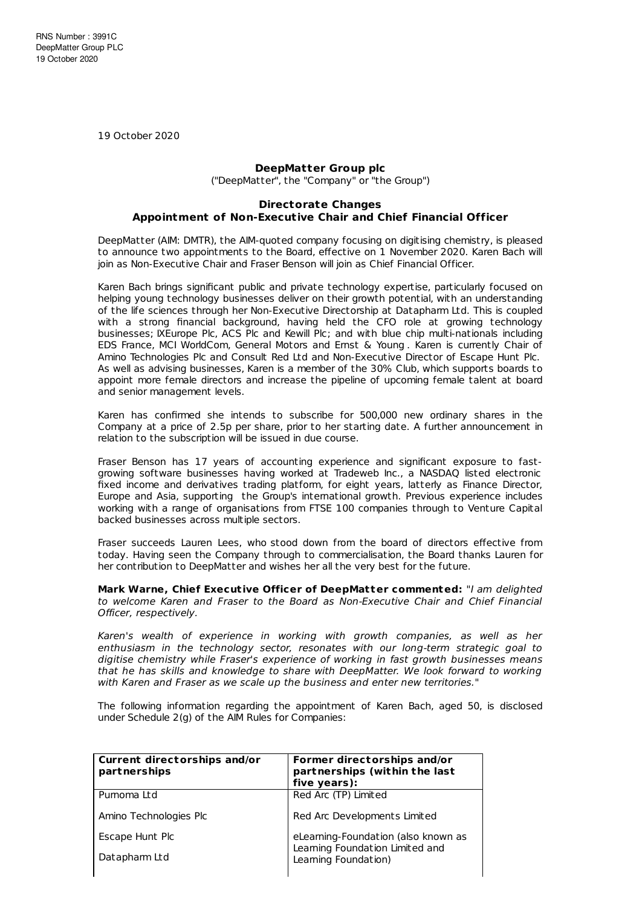RNS Number : 3991C
DeepMatter Group PLC
19 October 2020

19 October 2020

**DeepMatter Group plc**

("DeepMatter", the "Company" or "the Group")

**Directorate Changes**
**Appointment of Non-Executive Chair and Chief Financial Officer**

DeepMatter (AIM: DMTR), the AIM-quoted company focusing on digitising chemistry, is pleased to announce two appointments to the Board, effective on 1 November 2020. Karen Bach will join as Non-Executive Chair and Fraser Benson will join as Chief Financial Officer.

Karen Bach brings significant public and private technology expertise, particularly focused on helping young technology businesses deliver on their growth potential, with an understanding of the life sciences through her Non-Executive Directorship at Datapharm Ltd. This is coupled with a strong financial background, having held the CFO role at growing technology businesses; IXEurope Plc, ACS Plc and Kewill Plc; and with blue chip multi-nationals including EDS France, MCI WorldCom, General Motors and Ernst & Young . Karen is currently Chair of Amino Technologies Plc and Consult Red Ltd and Non-Executive Director of Escape Hunt Plc. As well as advising businesses, Karen is a member of the 30% Club, which supports boards to appoint more female directors and increase the pipeline of upcoming female talent at board and senior management levels.

Karen has confirmed she intends to subscribe for 500,000 new ordinary shares in the Company at a price of 2.5p per share, prior to her starting date. A further announcement in relation to the subscription will be issued in due course.

Fraser Benson has 17 years of accounting experience and significant exposure to fast-growing software businesses having worked at Tradeweb Inc., a NASDAQ listed electronic fixed income and derivatives trading platform, for eight years, latterly as Finance Director, Europe and Asia, supporting the Group's international growth. Previous experience includes working with a range of organisations from FTSE 100 companies through to Venture Capital backed businesses across multiple sectors.

Fraser succeeds Lauren Lees, who stood down from the board of directors effective from today. Having seen the Company through to commercialisation, the Board thanks Lauren for her contribution to DeepMatter and wishes her all the very best for the future.

**Mark Warne, Chief Executive Officer of DeepMatter commented:** "*I am delighted to welcome Karen and Fraser to the Board as Non-Executive Chair and Chief Financial Officer, respectively.*

*Karen's wealth of experience in working with growth companies, as well as her enthusiasm in the technology sector, resonates with our long-term strategic goal to digitise chemistry while Fraser's experience of working in fast growth businesses means that he has skills and knowledge to share with DeepMatter. We look forward to working with Karen and Fraser as we scale up the business and enter new territories.*"

The following information regarding the appointment of Karen Bach, aged 50, is disclosed under Schedule 2(g) of the AIM Rules for Companies:

| Current directorships and/or partnerships | Former directorships and/or partnerships (within the last five years): |
|---|---|
| Purnoma Ltd | Red Arc (TP) Limited |
| Amino Technologies Plc | Red Arc Developments Limited |
| Escape Hunt Plc | eLearning-Foundation (also known as Learning Foundation Limited and Learning Foundation) |
| Datapharm Ltd | |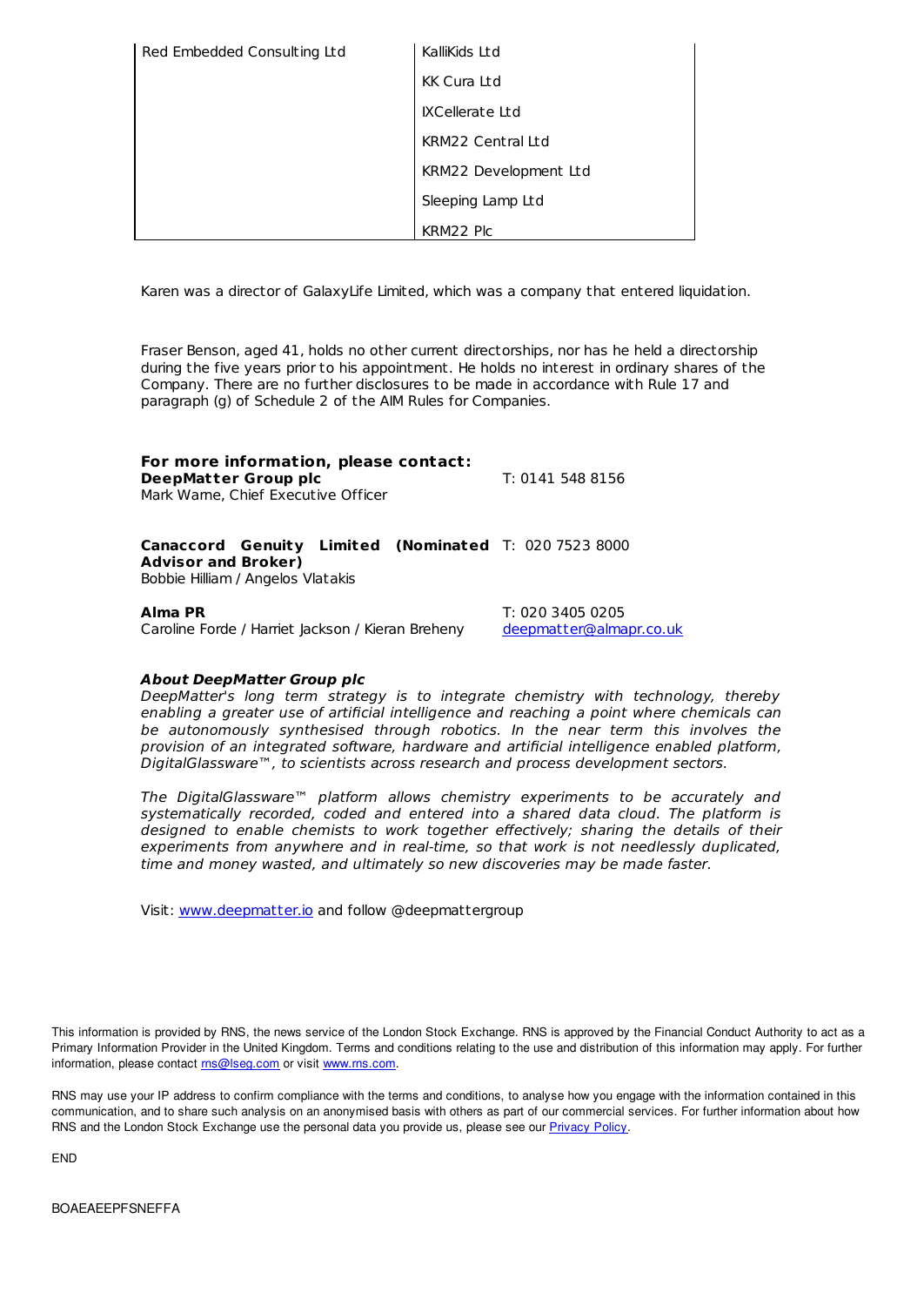| | |
|---|---|
| Red Embedded Consulting Ltd | KalliKids Ltd |
| | KK Cura Ltd |
| | IXCellerate Ltd |
| | KRM22 Central Ltd |
| | KRM22 Development Ltd |
| | Sleeping Lamp Ltd |
| | KRM22 Plc |

Karen was a director of GalaxyLife Limited, which was a company that entered liquidation.

Fraser Benson, aged 41, holds no other current directorships, nor has he held a directorship during the five years prior to his appointment. He holds no interest in ordinary shares of the Company. There are no further disclosures to be made in accordance with Rule 17 and paragraph (g) of Schedule 2 of the AIM Rules for Companies.

**For more information, please contact:**

| | |
|---|---|
| **DeepMatter Group plc**<br>Mark Warne, Chief Executive Officer | T: 0141 548 8156 |
| **Canaccord Genuity Limited (Nominated Advisor and Broker)**<br>Bobbie Hilliam / Angelos Vlatakis | T: 020 7523 8000 |
| **Alma PR**<br>Caroline Forde / Harriet Jackson / Kieran Breheny | T: 020 3405 0205<br>deepmatter@almapr.co.uk |

***About DeepMatter Group plc***

*DeepMatter's long term strategy is to integrate chemistry with technology, thereby enabling a greater use of artificial intelligence and reaching a point where chemicals can be autonomously synthesised through robotics. In the near term this involves the provision of an integrated software, hardware and artificial intelligence enabled platform, DigitalGlassware™, to scientists across research and process development sectors.*

*The DigitalGlassware™ platform allows chemistry experiments to be accurately and systematically recorded, coded and entered into a shared data cloud. The platform is designed to enable chemists to work together effectively; sharing the details of their experiments from anywhere and in real-time, so that work is not needlessly duplicated, time and money wasted, and ultimately so new discoveries may be made faster.*

Visit: www.deepmatter.io and follow @deepmattergroup

This information is provided by RNS, the news service of the London Stock Exchange. RNS is approved by the Financial Conduct Authority to act as a Primary Information Provider in the United Kingdom. Terms and conditions relating to the use and distribution of this information may apply. For further information, please contact rns@lseg.com or visit www.rns.com.

RNS may use your IP address to confirm compliance with the terms and conditions, to analyse how you engage with the information contained in this communication, and to share such analysis on an anonymised basis with others as part of our commercial services. For further information about how RNS and the London Stock Exchange use the personal data you provide us, please see our Privacy Policy.

END

BOAEAEEPFSNEFFA